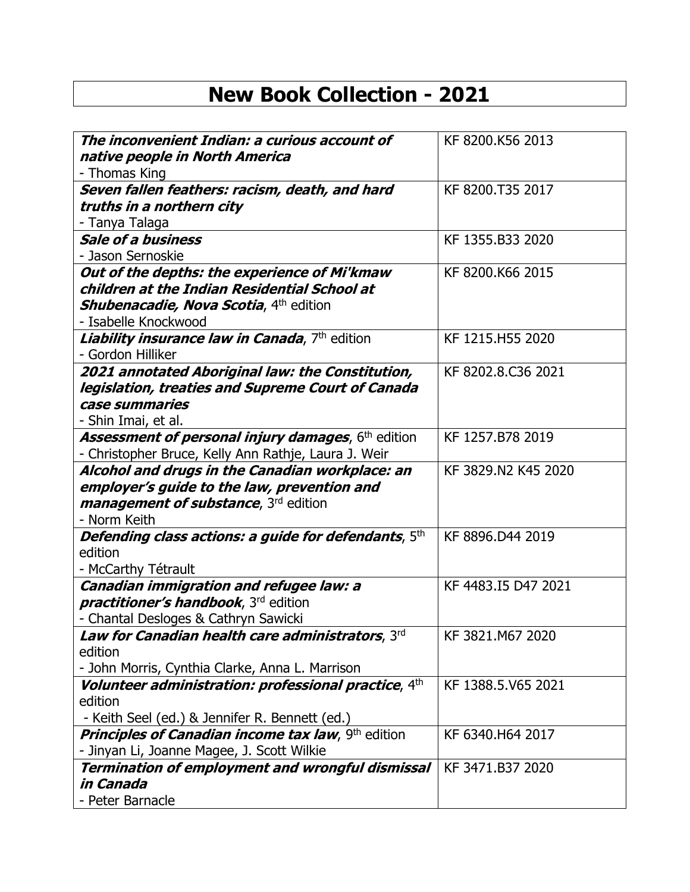# New Book Collection - 2021

| Title / Author | Call Number |
| --- | --- |
| ***The inconvenient Indian: a curious account of native people in North America*** <br>- Thomas King | KF 8200.K56 2013 |
| ***Seven fallen feathers: racism, death, and hard truths in a northern city*** <br>- Tanya Talaga | KF 8200.T35 2017 |
| ***Sale of a business*** <br>- Jason Sernoskie | KF 1355.B33 2020 |
| ***Out of the depths: the experience of Mi'kmaw children at the Indian Residential School at Shubenacadie, Nova Scotia***, 4th edition <br>- Isabelle Knockwood | KF 8200.K66 2015 |
| ***Liability insurance law in Canada***, 7th edition <br>- Gordon Hilliker | KF 1215.H55 2020 |
| ***2021 annotated Aboriginal law: the Constitution, legislation, treaties and Supreme Court of Canada case summaries*** <br>- Shin Imai, et al. | KF 8202.8.C36 2021 |
| ***Assessment of personal injury damages***, 6th edition <br>- Christopher Bruce, Kelly Ann Rathje, Laura J. Weir | KF 1257.B78 2019 |
| ***Alcohol and drugs in the Canadian workplace: an employer's guide to the law, prevention and management of substance***, 3rd edition <br>- Norm Keith | KF 3829.N2 K45 2020 |
| ***Defending class actions: a guide for defendants***, 5th edition <br>- McCarthy Tétrault | KF 8896.D44 2019 |
| ***Canadian immigration and refugee law: a practitioner's handbook***, 3rd edition <br>- Chantal Desloges & Cathryn Sawicki | KF 4483.I5 D47 2021 |
| ***Law for Canadian health care administrators***, 3rd edition <br>- John Morris, Cynthia Clarke, Anna L. Marrison | KF 3821.M67 2020 |
| ***Volunteer administration: professional practice***, 4th edition <br>- Keith Seel (ed.) & Jennifer R. Bennett (ed.) | KF 1388.5.V65 2021 |
| ***Principles of Canadian income tax law***, 9th edition <br>- Jinyan Li, Joanne Magee, J. Scott Wilkie | KF 6340.H64 2017 |
| ***Termination of employment and wrongful dismissal in Canada*** <br>- Peter Barnacle | KF 3471.B37 2020 |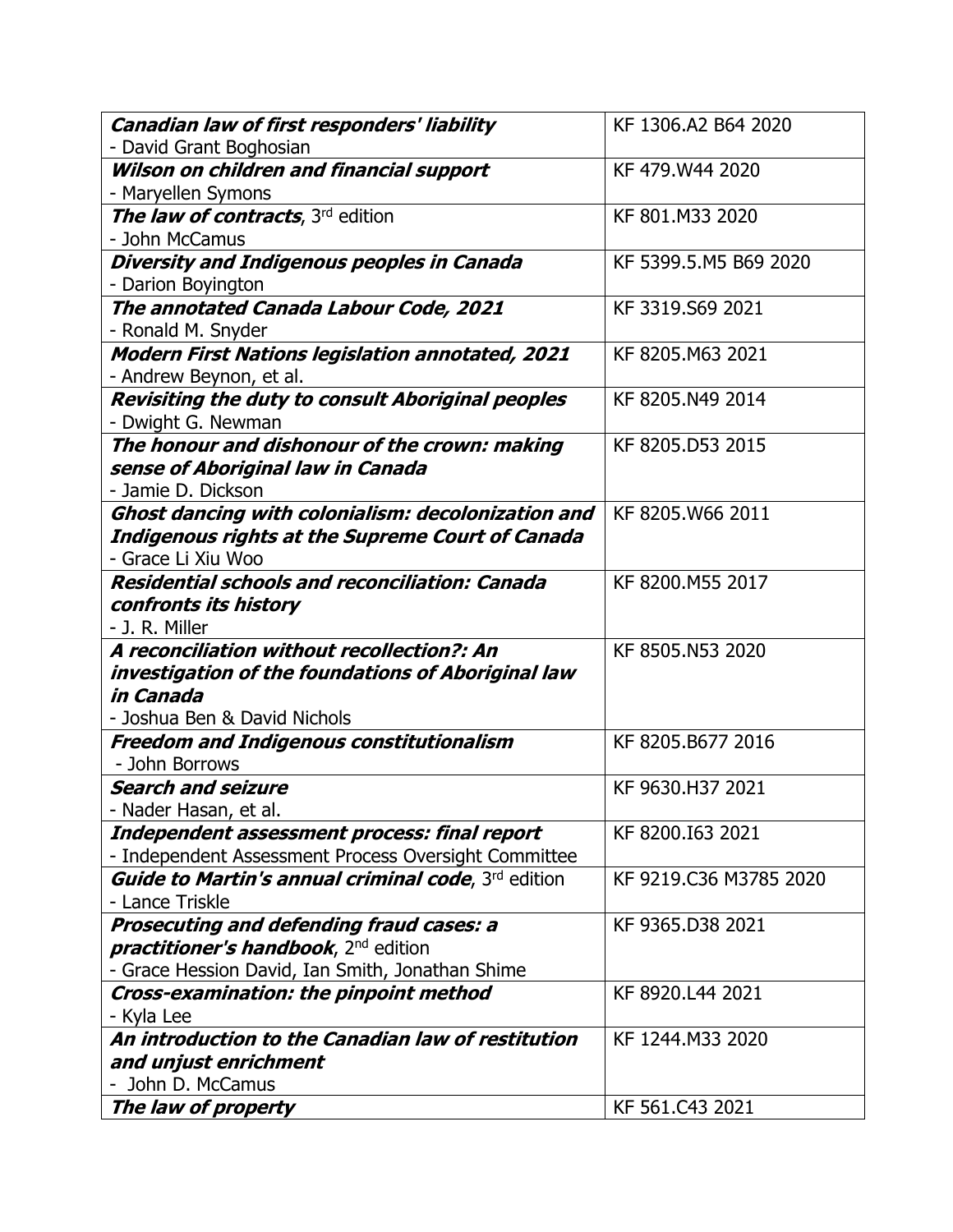| | |
|---|---|
| ***Canadian law of first responders' liability***<br>- David Grant Boghosian | KF 1306.A2 B64 2020 |
| ***Wilson on children and financial support***<br>- Maryellen Symons | KF 479.W44 2020 |
| ***The law of contracts***, 3rd edition<br>- John McCamus | KF 801.M33 2020 |
| ***Diversity and Indigenous peoples in Canada***<br>- Darion Boyington | KF 5399.5.M5 B69 2020 |
| ***The annotated Canada Labour Code, 2021***<br>- Ronald M. Snyder | KF 3319.S69 2021 |
| ***Modern First Nations legislation annotated, 2021***<br>- Andrew Beynon, et al. | KF 8205.M63 2021 |
| ***Revisiting the duty to consult Aboriginal peoples***<br>- Dwight G. Newman | KF 8205.N49 2014 |
| ***The honour and dishonour of the crown: making sense of Aboriginal law in Canada***<br>- Jamie D. Dickson | KF 8205.D53 2015 |
| ***Ghost dancing with colonialism: decolonization and Indigenous rights at the Supreme Court of Canada***<br>- Grace Li Xiu Woo | KF 8205.W66 2011 |
| ***Residential schools and reconciliation: Canada confronts its history***<br>- J. R. Miller | KF 8200.M55 2017 |
| ***A reconciliation without recollection?: An investigation of the foundations of Aboriginal law in Canada***<br>- Joshua Ben & David Nichols | KF 8505.N53 2020 |
| ***Freedom and Indigenous constitutionalism***<br>- John Borrows | KF 8205.B677 2016 |
| ***Search and seizure***<br>- Nader Hasan, et al. | KF 9630.H37 2021 |
| ***Independent assessment process: final report***<br>- Independent Assessment Process Oversight Committee | KF 8200.I63 2021 |
| ***Guide to Martin's annual criminal code***, 3rd edition<br>- Lance Triskle | KF 9219.C36 M3785 2020 |
| ***Prosecuting and defending fraud cases: a practitioner's handbook***, 2nd edition<br>- Grace Hession David, Ian Smith, Jonathan Shime | KF 9365.D38 2021 |
| ***Cross-examination: the pinpoint method***<br>- Kyla Lee | KF 8920.L44 2021 |
| ***An introduction to the Canadian law of restitution and unjust enrichment***<br>- John D. McCamus | KF 1244.M33 2020 |
| ***The law of property*** | KF 561.C43 2021 |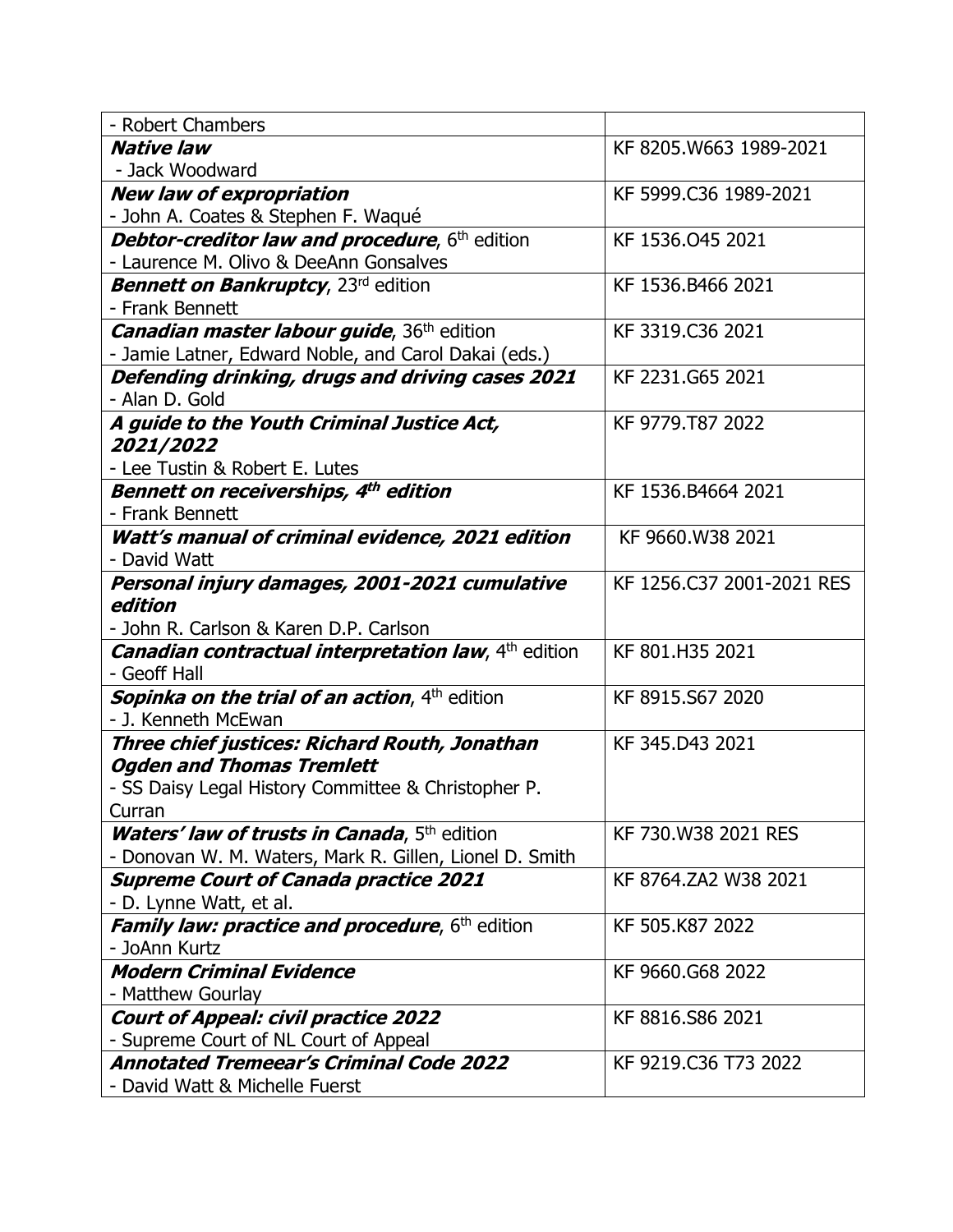| | |
|---|---|
| - Robert Chambers | |
| ***Native law***<br>- Jack Woodward | KF 8205.W663 1989-2021 |
| ***New law of expropriation***<br>- John A. Coates & Stephen F. Waqué | KF 5999.C36 1989-2021 |
| ***Debtor-creditor law and procedure***, 6th edition<br>- Laurence M. Olivo & DeeAnn Gonsalves | KF 1536.O45 2021 |
| ***Bennett on Bankruptcy***, 23rd edition<br>- Frank Bennett | KF 1536.B466 2021 |
| ***Canadian master labour guide***, 36th edition<br>- Jamie Latner, Edward Noble, and Carol Dakai (eds.) | KF 3319.C36 2021 |
| ***Defending drinking, drugs and driving cases 2021***<br>- Alan D. Gold | KF 2231.G65 2021 |
| ***A guide to the Youth Criminal Justice Act, 2021/2022***<br>- Lee Tustin & Robert E. Lutes | KF 9779.T87 2022 |
| ***Bennett on receiverships, 4th edition***<br>- Frank Bennett | KF 1536.B4664 2021 |
| ***Watt's manual of criminal evidence, 2021 edition***<br>- David Watt | KF 9660.W38 2021 |
| ***Personal injury damages, 2001-2021 cumulative edition***<br>- John R. Carlson & Karen D.P. Carlson | KF 1256.C37 2001-2021 RES |
| ***Canadian contractual interpretation law***, 4th edition<br>- Geoff Hall | KF 801.H35 2021 |
| ***Sopinka on the trial of an action***, 4th edition<br>- J. Kenneth McEwan | KF 8915.S67 2020 |
| ***Three chief justices: Richard Routh, Jonathan Ogden and Thomas Tremlett***<br>- SS Daisy Legal History Committee & Christopher P. Curran | KF 345.D43 2021 |
| ***Waters' law of trusts in Canada***, 5th edition<br>- Donovan W. M. Waters, Mark R. Gillen, Lionel D. Smith | KF 730.W38 2021 RES |
| ***Supreme Court of Canada practice 2021***<br>- D. Lynne Watt, et al. | KF 8764.ZA2 W38 2021 |
| ***Family law: practice and procedure***, 6th edition<br>- JoAnn Kurtz | KF 505.K87 2022 |
| ***Modern Criminal Evidence***<br>- Matthew Gourlay | KF 9660.G68 2022 |
| ***Court of Appeal: civil practice 2022***<br>- Supreme Court of NL Court of Appeal | KF 8816.S86 2021 |
| ***Annotated Tremeear's Criminal Code 2022***<br>- David Watt & Michelle Fuerst | KF 9219.C36 T73 2022 |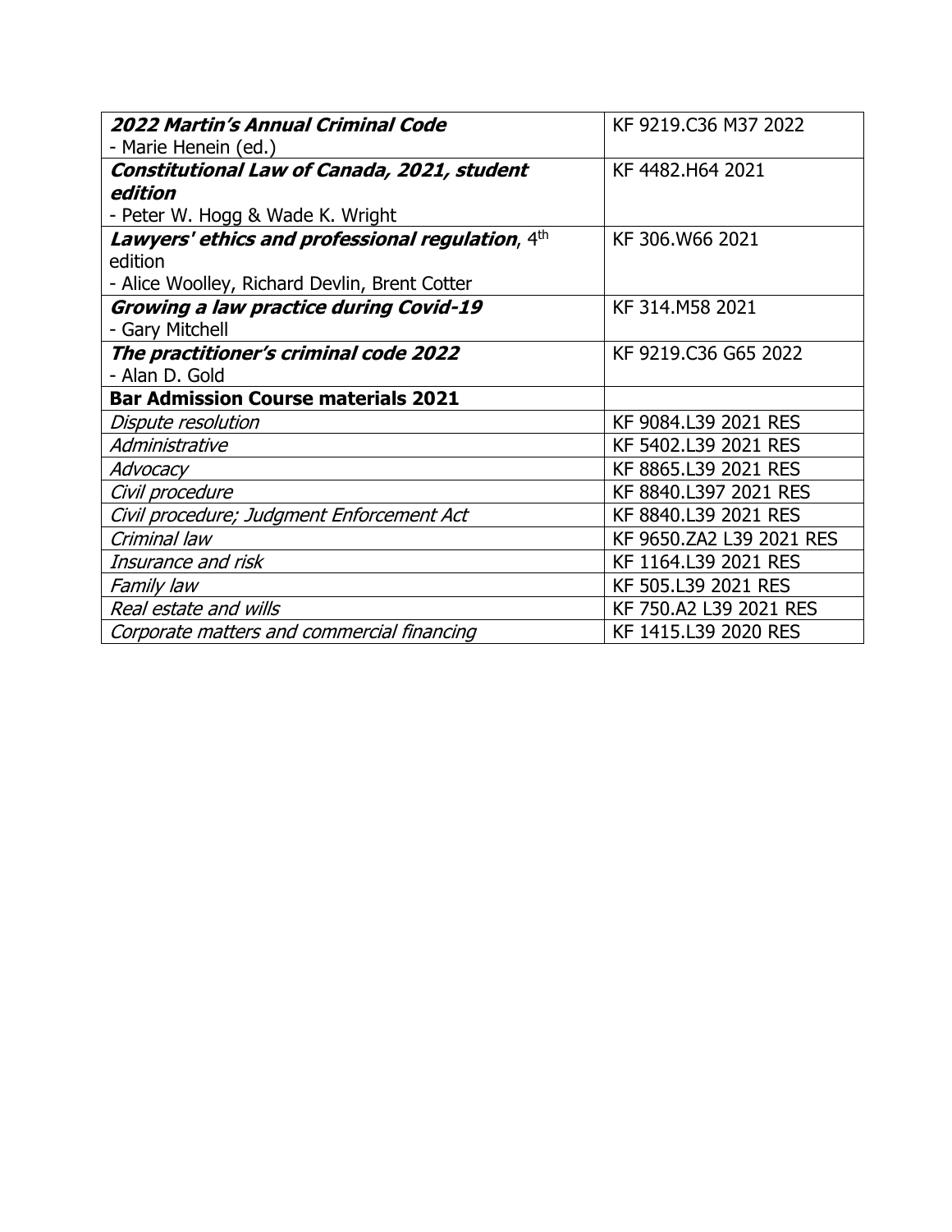| | |
|---|---|
| ***2022 Martin's Annual Criminal Code***<br>- Marie Henein (ed.) | KF 9219.C36 M37 2022 |
| ***Constitutional Law of Canada, 2021, student edition***<br>- Peter W. Hogg & Wade K. Wright | KF 4482.H64 2021 |
| ***Lawyers' ethics and professional regulation***, 4th edition<br>- Alice Woolley, Richard Devlin, Brent Cotter | KF 306.W66 2021 |
| ***Growing a law practice during Covid-19***<br>- Gary Mitchell | KF 314.M58 2021 |
| ***The practitioner's criminal code 2022***<br>- Alan D. Gold | KF 9219.C36 G65 2022 |
| **Bar Admission Course materials 2021** | |
| *Dispute resolution* | KF 9084.L39 2021 RES |
| *Administrative* | KF 5402.L39 2021 RES |
| *Advocacy* | KF 8865.L39 2021 RES |
| *Civil procedure* | KF 8840.L397 2021 RES |
| *Civil procedure; Judgment Enforcement Act* | KF 8840.L39 2021 RES |
| *Criminal law* | KF 9650.ZA2 L39 2021 RES |
| *Insurance and risk* | KF 1164.L39 2021 RES |
| *Family law* | KF 505.L39 2021 RES |
| *Real estate and wills* | KF 750.A2 L39 2021 RES |
| *Corporate matters and commercial financing* | KF 1415.L39 2020 RES |